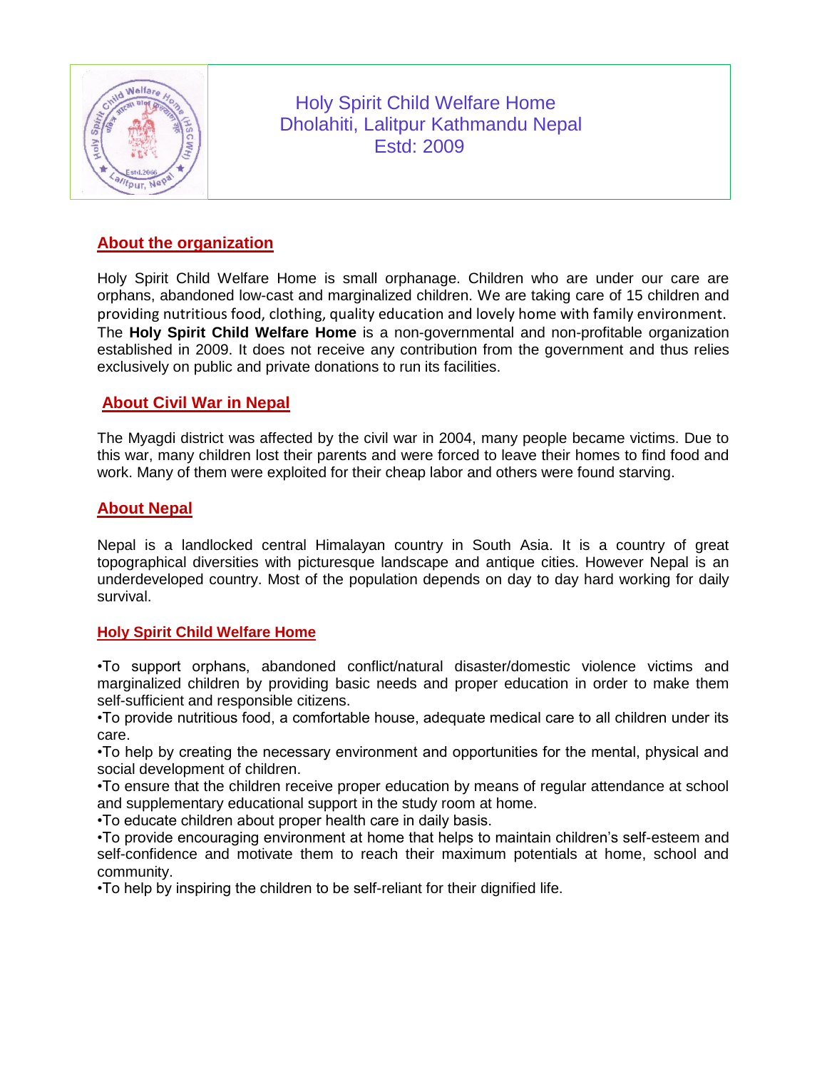# Holy Spirit Child Welfare Home
Dholahiti, Lalitpur Kathmandu Nepal
Estd: 2009

## About the organization

Holy Spirit Child Welfare Home is small orphanage. Children who are under our care are orphans, abandoned low-cast and marginalized children. We are taking care of 15 children and providing nutritious food, clothing, quality education and lovely home with family environment. The **Holy Spirit Child Welfare Home** is a non-governmental and non-profitable organization established in 2009. It does not receive any contribution from the government and thus relies exclusively on public and private donations to run its facilities.

## About Civil War in Nepal

The Myagdi district was affected by the civil war in 2004, many people became victims. Due to this war, many children lost their parents and were forced to leave their homes to find food and work. Many of them were exploited for their cheap labor and others were found starving.

## About Nepal

Nepal is a landlocked central Himalayan country in South Asia. It is a country of great topographical diversities with picturesque landscape and antique cities. However Nepal is an underdeveloped country. Most of the population depends on day to day hard working for daily survival.

### Holy Spirit Child Welfare Home

- To support orphans, abandoned conflict/natural disaster/domestic violence victims and marginalized children by providing basic needs and proper education in order to make them self-sufficient and responsible citizens.
- To provide nutritious food, a comfortable house, adequate medical care to all children under its care.
- To help by creating the necessary environment and opportunities for the mental, physical and social development of children.
- To ensure that the children receive proper education by means of regular attendance at school and supplementary educational support in the study room at home.
- To educate children about proper health care in daily basis.
- To provide encouraging environment at home that helps to maintain children's self-esteem and self-confidence and motivate them to reach their maximum potentials at home, school and community.
- To help by inspiring the children to be self-reliant for their dignified life.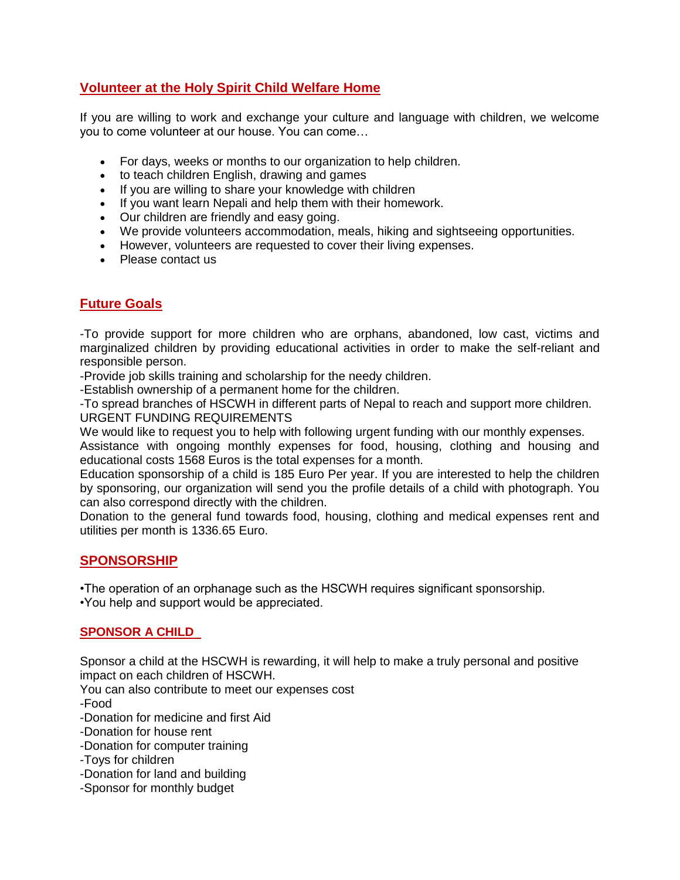## Volunteer at the Holy Spirit Child Welfare Home

If you are willing to work and exchange your culture and language with children, we welcome you to come volunteer at our house. You can come…

- For days, weeks or months to our organization to help children.
- to teach children English, drawing and games
- If you are willing to share your knowledge with children
- If you want learn Nepali and help them with their homework.
- Our children are friendly and easy going.
- We provide volunteers accommodation, meals, hiking and sightseeing opportunities.
- However, volunteers are requested to cover their living expenses.
- Please contact us

## Future Goals

-To provide support for more children who are orphans, abandoned, low cast, victims and marginalized children by providing educational activities in order to make the self-reliant and responsible person.

-Provide job skills training and scholarship for the needy children.

-Establish ownership of a permanent home for the children.

-To spread branches of HSCWH in different parts of Nepal to reach and support more children.

URGENT FUNDING REQUIREMENTS

We would like to request you to help with following urgent funding with our monthly expenses.

Assistance with ongoing monthly expenses for food, housing, clothing and housing and educational costs 1568 Euros is the total expenses for a month.

Education sponsorship of a child is 185 Euro Per year. If you are interested to help the children by sponsoring, our organization will send you the profile details of a child with photograph. You can also correspond directly with the children.

Donation to the general fund towards food, housing, clothing and medical expenses rent and utilities per month is 1336.65 Euro.

## SPONSORSHIP

•The operation of an orphanage such as the HSCWH requires significant sponsorship.

•You help and support would be appreciated.

### SPONSOR A CHILD

Sponsor a child at the HSCWH is rewarding, it will help to make a truly personal and positive impact on each children of HSCWH.

You can also contribute to meet our expenses cost

-Food

-Donation for medicine and first Aid

-Donation for house rent

-Donation for computer training

-Toys for children

-Donation for land and building

-Sponsor for monthly budget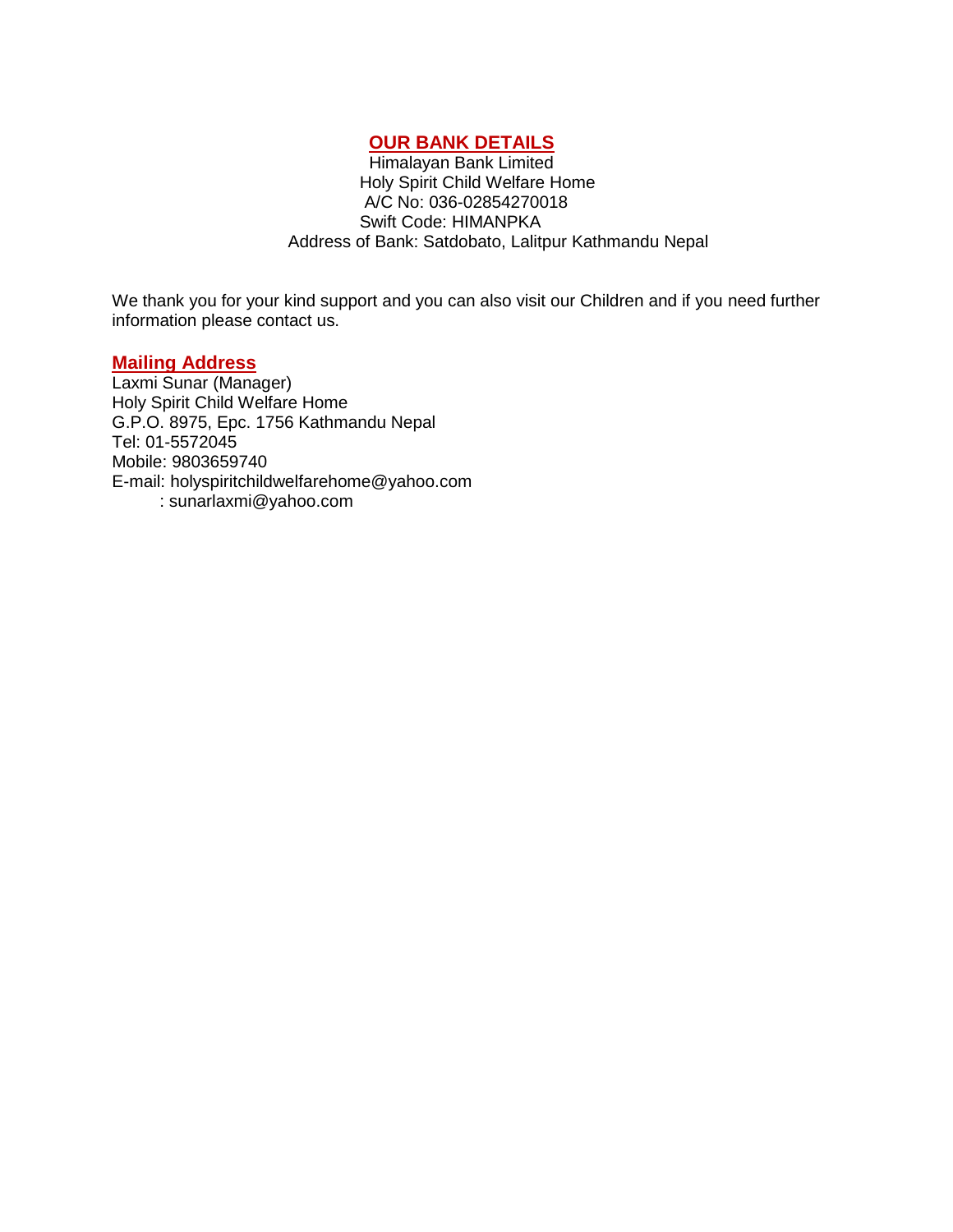## OUR BANK DETAILS

Himalayan Bank Limited
Holy Spirit Child Welfare Home
A/C No: 036-02854270018
Swift Code: HIMANPKA
Address of Bank: Satdobato, Lalitpur Kathmandu Nepal

We thank you for your kind support and you can also visit our Children and if you need further information please contact us.

## Mailing Address

Laxmi Sunar (Manager)
Holy Spirit Child Welfare Home
G.P.O. 8975, Epc. 1756 Kathmandu Nepal
Tel: 01-5572045
Mobile: 9803659740
E-mail: holyspiritchildwelfarehome@yahoo.com
: sunarlaxmi@yahoo.com